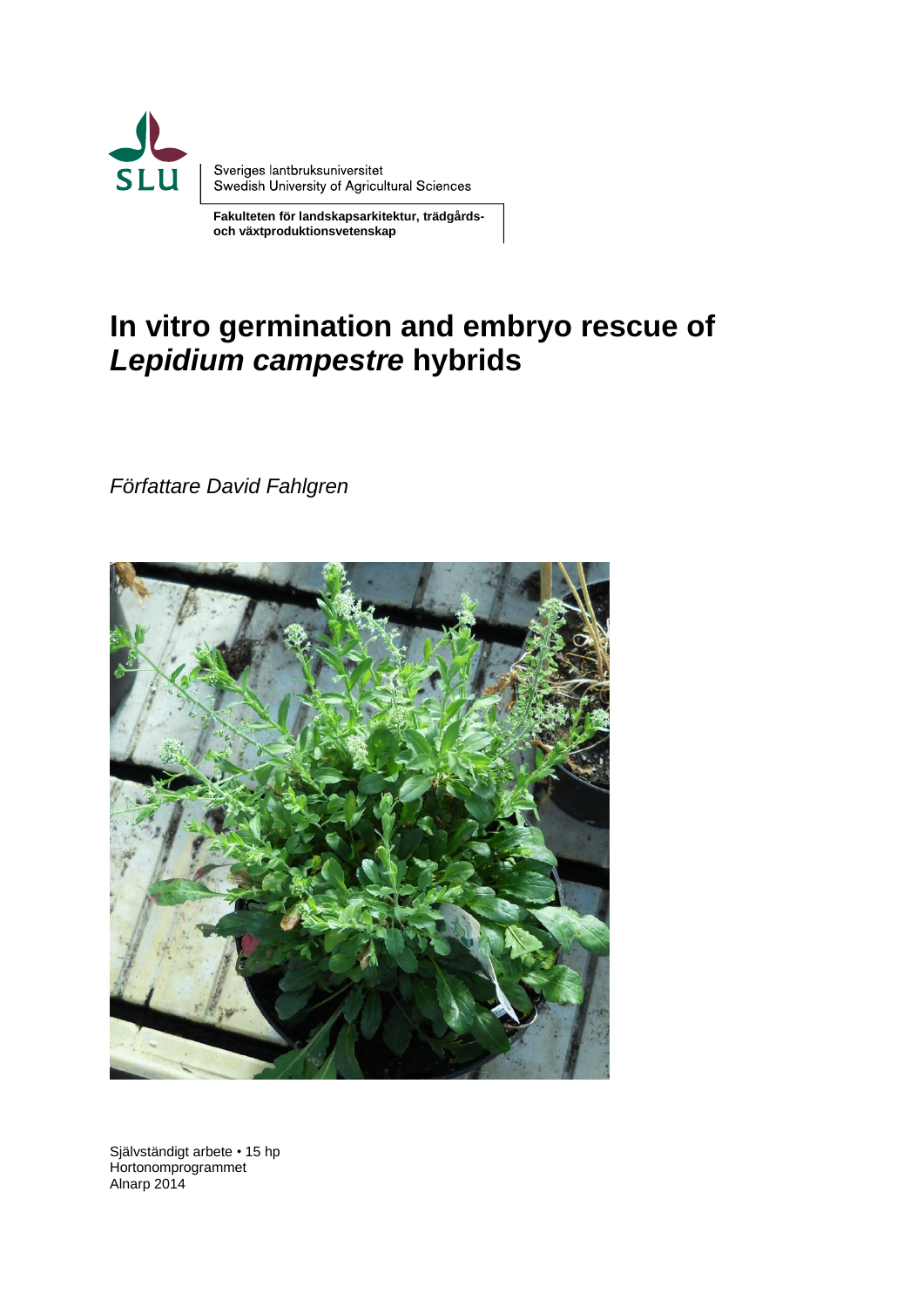Sveriges lantbruksuniversitet
Swedish University of Agricultural Sciences

**Fakulteten för landskapsarkitektur, trädgårds- och växtproduktionsvetenskap**

# In vitro germination and embryo rescue of *Lepidium campestre* hybrids

*Författare David Fahlgren*

Självständigt arbete • 15 hp
Hortonomprogrammet
Alnarp 2014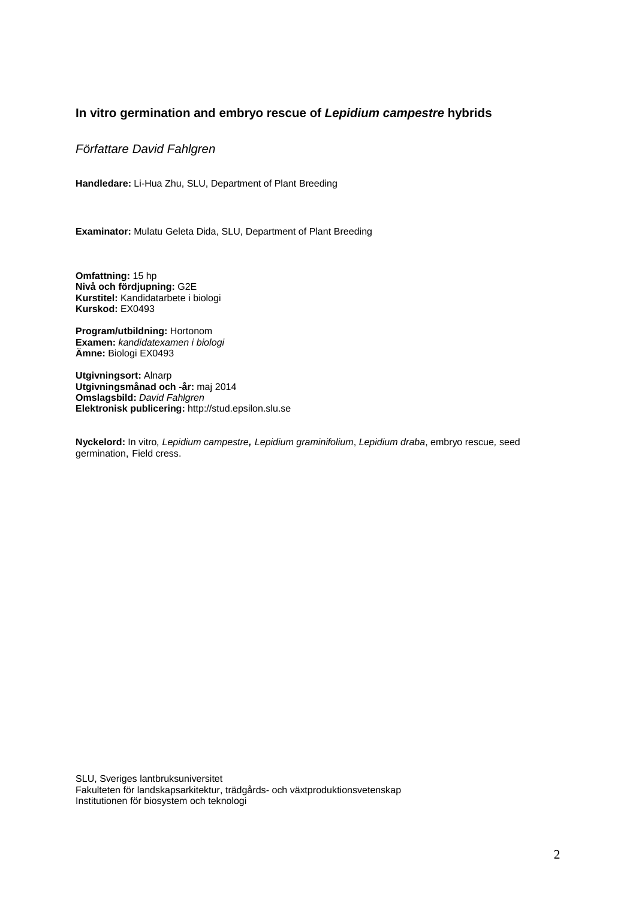**In vitro germination and embryo rescue of *Lepidium campestre* hybrids**

*Författare David Fahlgren*

**Handledare:** Li-Hua Zhu, SLU, Department of Plant Breeding

**Examinator:** Mulatu Geleta Dida, SLU, Department of Plant Breeding

**Omfattning:** 15 hp
**Nivå och fördjupning:** G2E
**Kurstitel:** Kandidatarbete i biologi
**Kurskod:** EX0493

**Program/utbildning:** Hortonom
**Examen:** *kandidatexamen i biologi*
**Ämne:** Biologi EX0493

**Utgivningsort:** Alnarp
**Utgivningsmånad och -år:** maj 2014
**Omslagsbild:** *David Fahlgren*
**Elektronisk publicering:** http://stud.epsilon.slu.se

**Nyckelord:** In vitro*, Lepidium campestre***,** *Lepidium graminifolium*, *Lepidium draba*, embryo rescue, seed germination, Field cress.

SLU, Sveriges lantbruksuniversitet
Fakulteten för landskapsarkitektur, trädgårds- och växtproduktionsvetenskap
Institutionen för biosystem och teknologi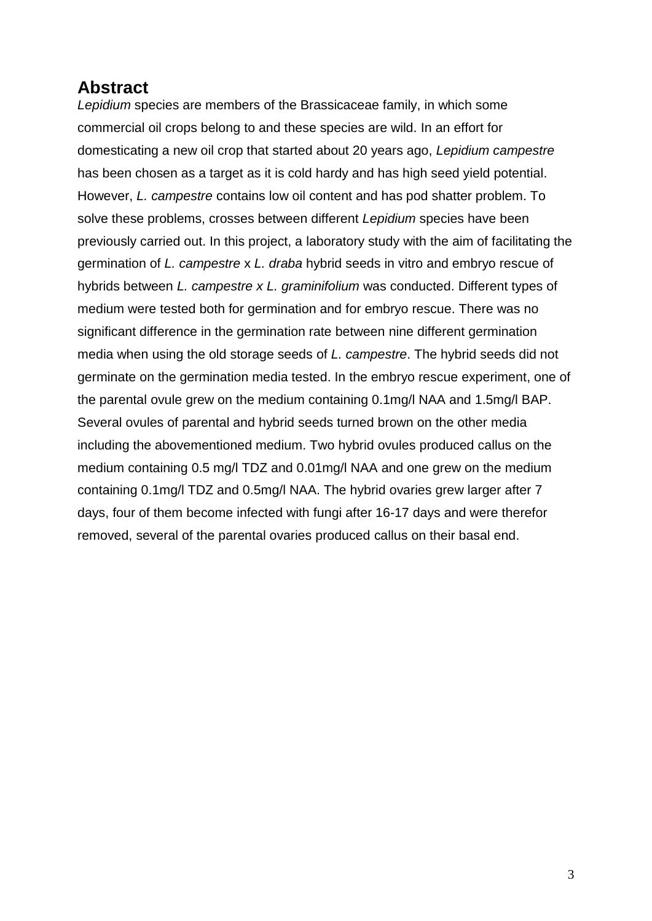## Abstract

*Lepidium* species are members of the Brassicaceae family, in which some commercial oil crops belong to and these species are wild. In an effort for domesticating a new oil crop that started about 20 years ago, *Lepidium campestre* has been chosen as a target as it is cold hardy and has high seed yield potential. However, *L. campestre* contains low oil content and has pod shatter problem. To solve these problems, crosses between different *Lepidium* species have been previously carried out. In this project, a laboratory study with the aim of facilitating the germination of *L. campestre* x *L. draba* hybrid seeds in vitro and embryo rescue of hybrids between *L. campestre x L. graminifolium* was conducted. Different types of medium were tested both for germination and for embryo rescue. There was no significant difference in the germination rate between nine different germination media when using the old storage seeds of *L. campestre*. The hybrid seeds did not germinate on the germination media tested. In the embryo rescue experiment, one of the parental ovule grew on the medium containing 0.1mg/l NAA and 1.5mg/l BAP. Several ovules of parental and hybrid seeds turned brown on the other media including the abovementioned medium. Two hybrid ovules produced callus on the medium containing 0.5 mg/l TDZ and 0.01mg/l NAA and one grew on the medium containing 0.1mg/l TDZ and 0.5mg/l NAA. The hybrid ovaries grew larger after 7 days, four of them become infected with fungi after 16-17 days and were therefor removed, several of the parental ovaries produced callus on their basal end.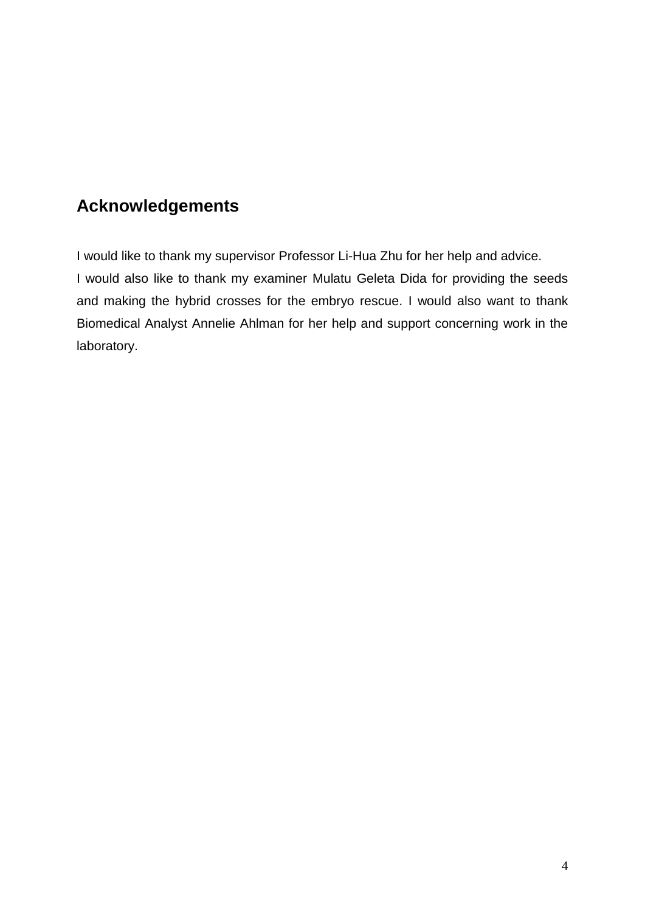## Acknowledgements

I would like to thank my supervisor Professor Li-Hua Zhu for her help and advice.
I would also like to thank my examiner Mulatu Geleta Dida for providing the seeds and making the hybrid crosses for the embryo rescue. I would also want to thank Biomedical Analyst Annelie Ahlman for her help and support concerning work in the laboratory.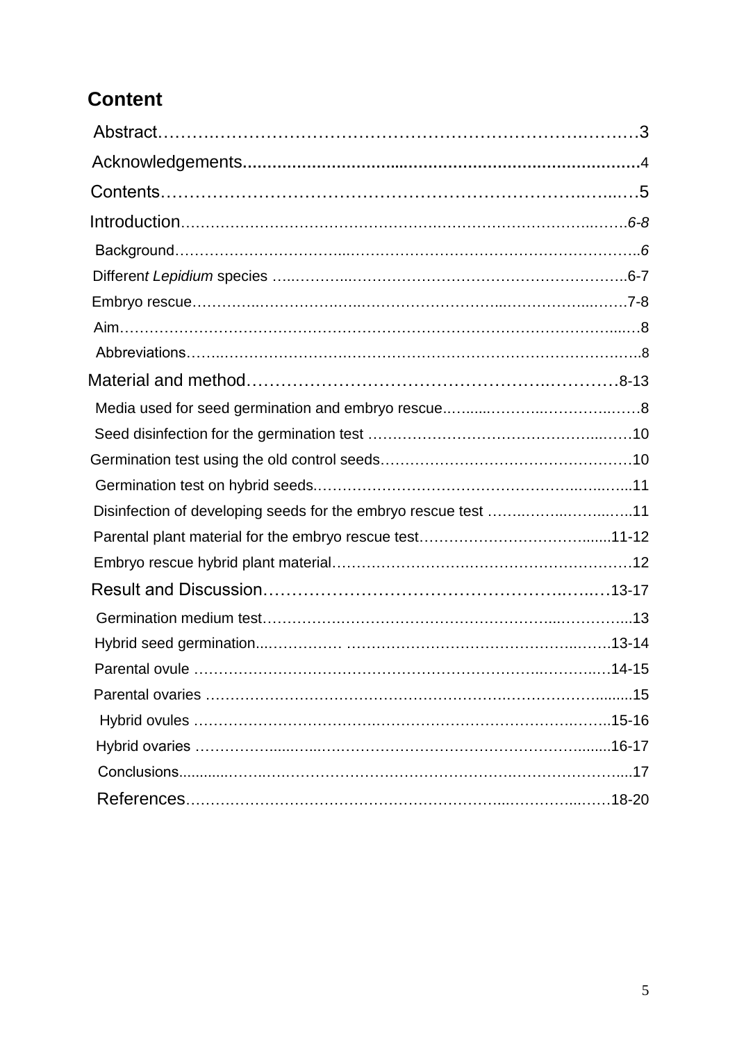## Content

Abstract……………………………………………………………………………3

Acknowledgements…………………………………………………………………4

Contents……………………………………………………………………………5

Introduction…………………………………………………………………………6-8

- Background………………………………………………………………………6
- Different *Lepidium* species …………………………………………………6-7
- Embryo rescue…………………………………………………………………7-8
- Aim…………………………………………………………………………………8
- Abbreviations……………………………………………………………………8

Material and method………………………………………………………………8-13

- Media used for seed germination and embryo rescue……………………8
- Seed disinfection for the germination test ……………………………………10
- Germination test using the old control seeds…………………………………10
- Germination test on hybrid seeds………………………………………………11
- Disinfection of developing seeds for the embryo rescue test ………………11
- Parental plant material for the embryo rescue test……………………11-12
- Embryo rescue hybrid plant material……………………………………………12

Result and Discussion……………………………………………………………13-17

- Germination medium test…………………………………………………………13
- Hybrid seed germination…………………………………………………………13-14
- Parental ovule ……………………………………………………………………14-15
- Parental ovaries ……………………………………………………………………15
- Hybrid ovules ……………………………………………………………………15-16
- Hybrid ovaries ……………………………………………………………………16-17
- Conclusions…………………………………………………………………………17

References…………………………………………………………………………18-20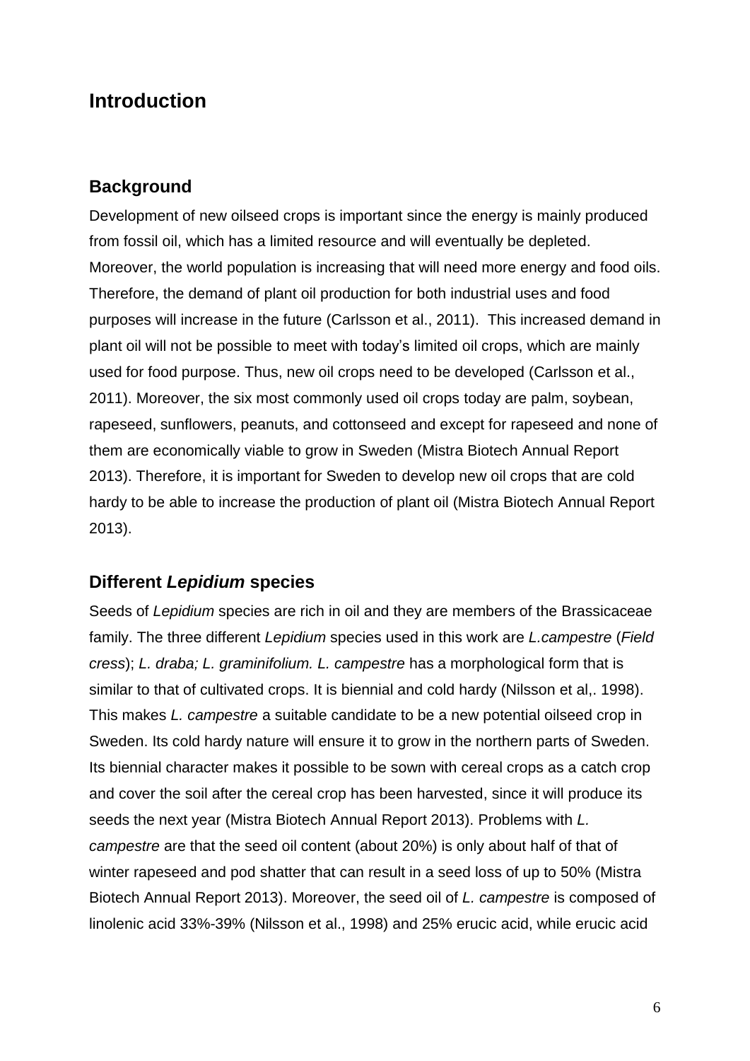# Introduction

## Background

Development of new oilseed crops is important since the energy is mainly produced from fossil oil, which has a limited resource and will eventually be depleted. Moreover, the world population is increasing that will need more energy and food oils. Therefore, the demand of plant oil production for both industrial uses and food purposes will increase in the future (Carlsson et al., 2011). This increased demand in plant oil will not be possible to meet with today's limited oil crops, which are mainly used for food purpose. Thus, new oil crops need to be developed (Carlsson et al., 2011). Moreover, the six most commonly used oil crops today are palm, soybean, rapeseed, sunflowers, peanuts, and cottonseed and except for rapeseed and none of them are economically viable to grow in Sweden (Mistra Biotech Annual Report 2013). Therefore, it is important for Sweden to develop new oil crops that are cold hardy to be able to increase the production of plant oil (Mistra Biotech Annual Report 2013).

## Different *Lepidium* species

Seeds of *Lepidium* species are rich in oil and they are members of the Brassicaceae family. The three different *Lepidium* species used in this work are *L.campestre* (*Field cress*); *L. draba; L. graminifolium. L. campestre* has a morphological form that is similar to that of cultivated crops. It is biennial and cold hardy (Nilsson et al,. 1998). This makes *L. campestre* a suitable candidate to be a new potential oilseed crop in Sweden. Its cold hardy nature will ensure it to grow in the northern parts of Sweden. Its biennial character makes it possible to be sown with cereal crops as a catch crop and cover the soil after the cereal crop has been harvested, since it will produce its seeds the next year (Mistra Biotech Annual Report 2013). Problems with *L. campestre* are that the seed oil content (about 20%) is only about half of that of winter rapeseed and pod shatter that can result in a seed loss of up to 50% (Mistra Biotech Annual Report 2013). Moreover, the seed oil of *L. campestre* is composed of linolenic acid 33%-39% (Nilsson et al., 1998) and 25% erucic acid, while erucic acid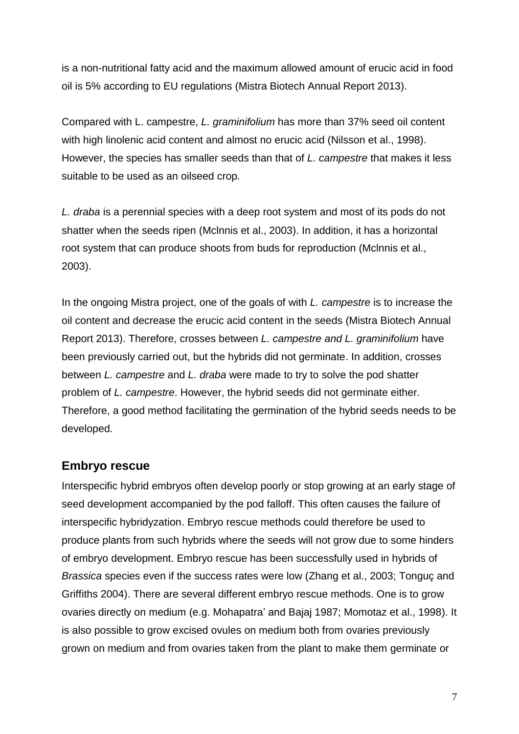is a non-nutritional fatty acid and the maximum allowed amount of erucic acid in food oil is 5% according to EU regulations (Mistra Biotech Annual Report 2013).

Compared with L. campestre, *L. graminifolium* has more than 37% seed oil content with high linolenic acid content and almost no erucic acid (Nilsson et al., 1998). However, the species has smaller seeds than that of *L. campestre* that makes it less suitable to be used as an oilseed crop*.*

*L. draba* is a perennial species with a deep root system and most of its pods do not shatter when the seeds ripen (Mclnnis et al., 2003). In addition, it has a horizontal root system that can produce shoots from buds for reproduction (Mclnnis et al., 2003).

In the ongoing Mistra project, one of the goals of with *L. campestre* is to increase the oil content and decrease the erucic acid content in the seeds (Mistra Biotech Annual Report 2013). Therefore, crosses between *L. campestre and L. graminifolium* have been previously carried out, but the hybrids did not germinate. In addition, crosses between *L. campestre* and *L. draba* were made to try to solve the pod shatter problem of *L. campestre*. However, the hybrid seeds did not germinate either. Therefore, a good method facilitating the germination of the hybrid seeds needs to be developed.

## Embryo rescue

Interspecific hybrid embryos often develop poorly or stop growing at an early stage of seed development accompanied by the pod falloff. This often causes the failure of interspecific hybridyzation. Embryo rescue methods could therefore be used to produce plants from such hybrids where the seeds will not grow due to some hinders of embryo development. Embryo rescue has been successfully used in hybrids of *Brassica* species even if the success rates were low (Zhang et al., 2003; Tonguç and Griffiths 2004). There are several different embryo rescue methods. One is to grow ovaries directly on medium (e.g. Mohapatra' and Bajaj 1987; Momotaz et al., 1998). It is also possible to grow excised ovules on medium both from ovaries previously grown on medium and from ovaries taken from the plant to make them germinate or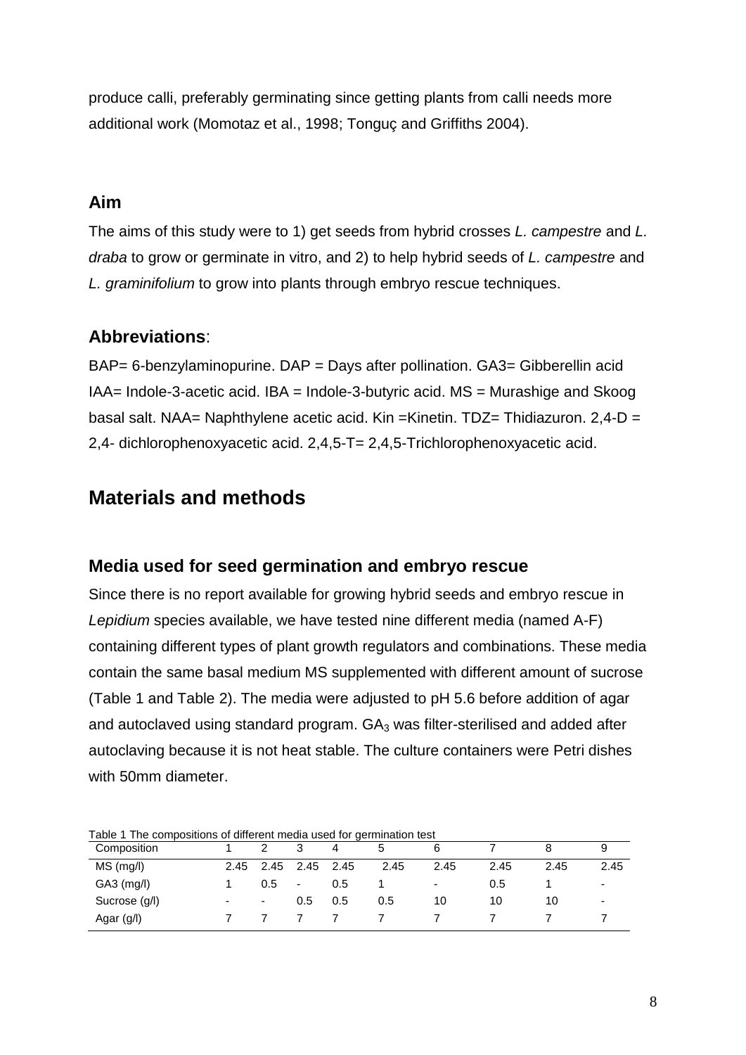produce calli, preferably germinating since getting plants from calli needs more additional work (Momotaz et al., 1998; Tonguç and Griffiths 2004).

## Aim

The aims of this study were to 1) get seeds from hybrid crosses *L. campestre* and *L. draba* to grow or germinate in vitro, and 2) to help hybrid seeds of *L. campestre* and *L. graminifolium* to grow into plants through embryo rescue techniques.

## Abbreviations:

BAP= 6-benzylaminopurine. DAP = Days after pollination. GA3= Gibberellin acid IAA= Indole-3-acetic acid. IBA = Indole-3-butyric acid. MS = Murashige and Skoog basal salt. NAA= Naphthylene acetic acid. Kin =Kinetin. TDZ= Thidiazuron. 2,4-D = 2,4- dichlorophenoxyacetic acid. 2,4,5-T= 2,4,5-Trichlorophenoxyacetic acid.

# Materials and methods

## Media used for seed germination and embryo rescue

Since there is no report available for growing hybrid seeds and embryo rescue in *Lepidium* species available, we have tested nine different media (named A-F) containing different types of plant growth regulators and combinations. These media contain the same basal medium MS supplemented with different amount of sucrose (Table 1 and Table 2). The media were adjusted to pH 5.6 before addition of agar and autoclaved using standard program. $GA_3$ was filter-sterilised and added after autoclaving because it is not heat stable. The culture containers were Petri dishes with 50mm diameter.

Table 1 The compositions of different media used for germination test

| Composition | 1 | 2 | 3 | 4 | 5 | 6 | 7 | 8 | 9 |
|---|---|---|---|---|---|---|---|---|---|
| MS (mg/l) | 2.45 | 2.45 | 2.45 | 2.45 | 2.45 | 2.45 | 2.45 | 2.45 | 2.45 |
| GA3 (mg/l) | 1 | 0.5 | - | 0.5 | 1 | - | 0.5 | 1 | - |
| Sucrose (g/l) | - | - | 0.5 | 0.5 | 0.5 | 10 | 10 | 10 | - |
| Agar (g/l) | 7 | 7 | 7 | 7 | 7 | 7 | 7 | 7 | 7 |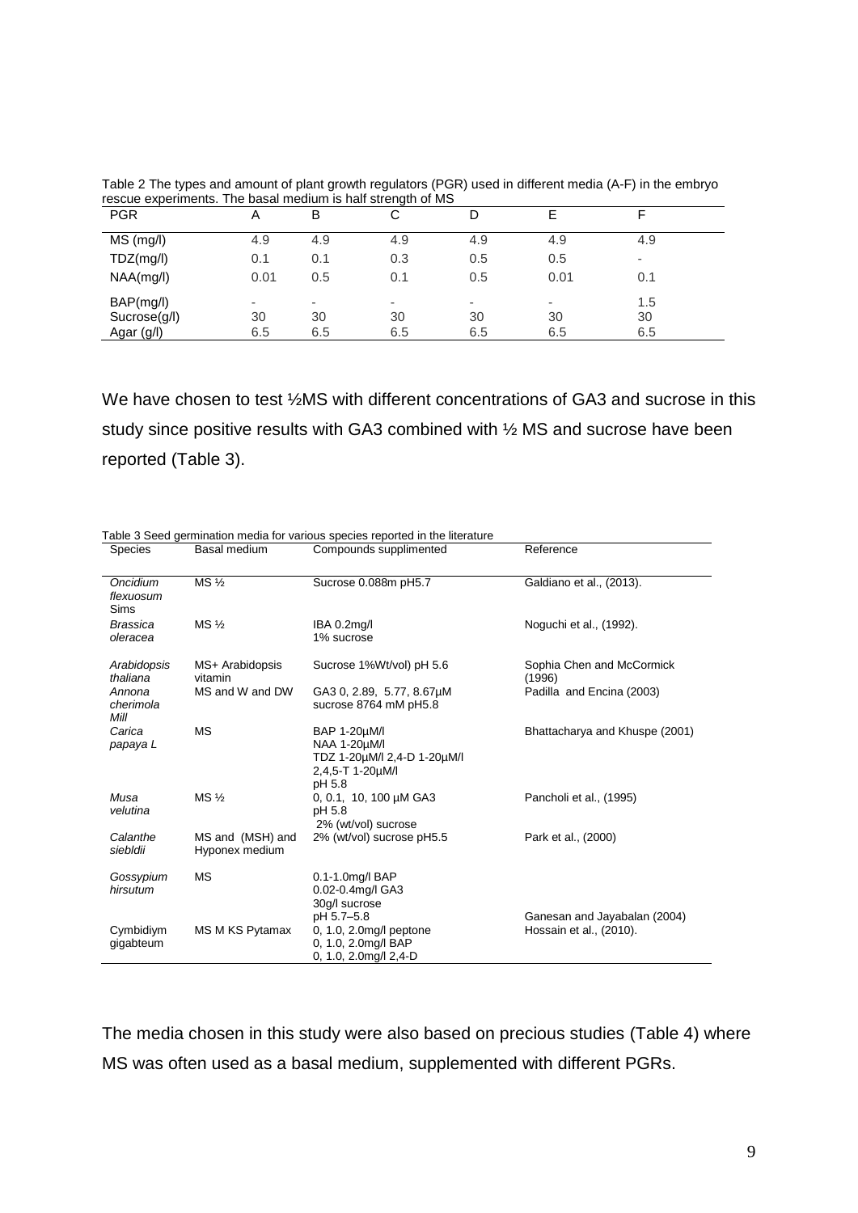Table 2 The types and amount of plant growth regulators (PGR) used in different media (A-F) in the embryo rescue experiments. The basal medium is half strength of MS

| PGR | A | B | C | D | E | F |
|---|---|---|---|---|---|---|
| MS (mg/l) | 4.9 | 4.9 | 4.9 | 4.9 | 4.9 | 4.9 |
| TDZ(mg/l) | 0.1 | 0.1 | 0.3 | 0.5 | 0.5 | - |
| NAA(mg/l) | 0.01 | 0.5 | 0.1 | 0.5 | 0.01 | 0.1 |
| BAP(mg/l) | - | - | - | - | - | 1.5 |
| Sucrose(g/l) | 30 | 30 | 30 | 30 | 30 | 30 |
| Agar (g/l) | 6.5 | 6.5 | 6.5 | 6.5 | 6.5 | 6.5 |

We have chosen to test ½MS with different concentrations of GA3 and sucrose in this study since positive results with GA3 combined with ½ MS and sucrose have been reported (Table 3).

Table 3 Seed germination media for various species reported in the literature

| Species | Basal medium | Compounds supplimented | Reference |
|---|---|---|---|
| *Oncidium flexuosum* Sims | MS ½ | Sucrose 0.088m pH5.7 | Galdiano et al., (2013). |
| *Brassica oleracea* | MS ½ | IBA 0.2mg/l<br>1% sucrose | Noguchi et al., (1992). |
| *Arabidopsis thaliana* | MS+ Arabidopsis vitamin | Sucrose 1%Wt/vol) pH 5.6 | Sophia Chen and McCormick (1996) |
| *Annona cherimola Mill* | MS and W and DW | GA3 0, 2.89, 5.77, 8.67µM<br>sucrose 8764 mM pH5.8 | Padilla and Encina (2003) |
| *Carica papaya L* | MS | BAP 1-20µM/l<br>NAA 1-20µM/l<br>TDZ 1-20µM/l 2,4-D 1-20µM/l<br>2,4,5-T 1-20µM/l<br>pH 5.8 | Bhattacharya and Khuspe (2001) |
| *Musa velutina* | MS ½ | 0, 0.1, 10, 100 µM GA3<br>pH 5.8<br>2% (wt/vol) sucrose | Pancholi et al., (1995) |
| *Calanthe siebldii* | MS and (MSH) and Hyponex medium | 2% (wt/vol) sucrose pH5.5 | Park et al., (2000) |
| *Gossypium hirsutum* | MS | 0.1-1.0mg/l BAP<br>0.02-0.4mg/l GA3<br>30g/l sucrose<br>pH 5.7–5.8 | Ganesan and Jayabalan (2004) |
| Cymbidiym gigabteum | MS M KS Pytamax | 0, 1.0, 2.0mg/l peptone<br>0, 1.0, 2.0mg/l BAP<br>0, 1.0, 2.0mg/l 2,4-D | Hossain et al., (2010). |

The media chosen in this study were also based on precious studies (Table 4) where MS was often used as a basal medium, supplemented with different PGRs.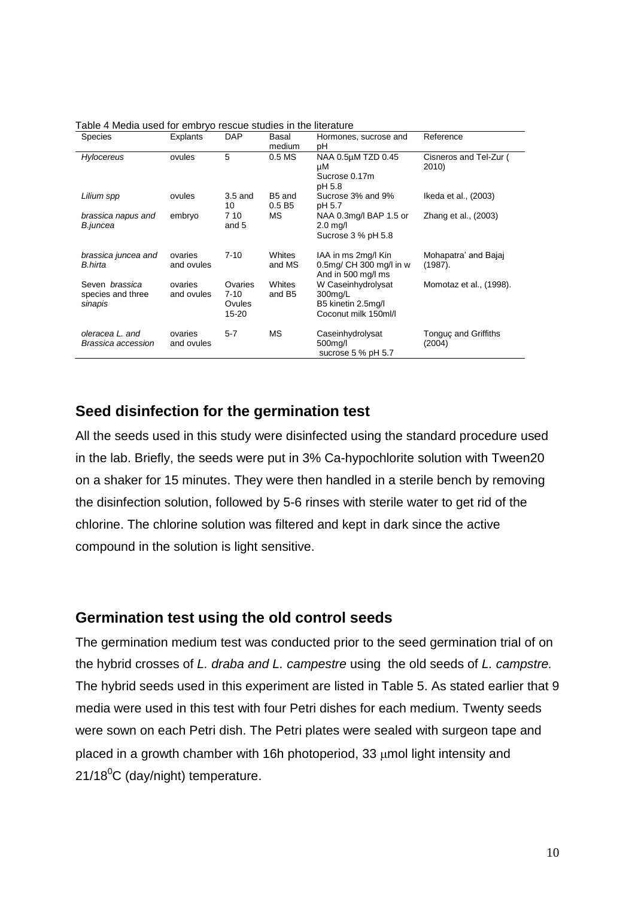Table 4 Media used for embryo rescue studies in the literature

| Species | Explants | DAP | Basal medium | Hormones, sucrose and pH | Reference |
|---|---|---|---|---|---|
| *Hylocereus* | ovules | 5 | 0.5 MS | NAA 0.5µM TZD 0.45 µM Sucrose 0.17m pH 5.8 | Cisneros and Tel-Zur ( 2010) |
| *Lilium spp* | ovules | 3.5 and 10 | B5 and 0.5 B5 | Sucrose 3% and 9% pH 5.7 | Ikeda et al., (2003) |
| *brassica napus and B.juncea* | embryo | 7 10 and 5 | MS | NAA 0.3mg/l BAP 1.5 or 2.0 mg/l Sucrose 3 % pH 5.8 | Zhang et al., (2003) |
| *brassica juncea and B.hirta* | ovaries and ovules | 7-10 | Whites and MS | IAA in ms 2mg/l Kin 0.5mg/ CH 300 mg/l in w And in 500 mg/l ms | Mohapatra' and Bajaj (1987). |
| Seven *brassica* species and three *sinapis* | ovaries and ovules | Ovaries 7-10 Ovules 15-20 | Whites and B5 | W Caseinhydrolysat 300mg/L B5 kinetin 2.5mg/l Coconut milk 150ml/l | Momotaz et al., (1998). |
| *oleracea L. and Brassica accession* | ovaries and ovules | 5-7 | MS | Caseinhydrolysat 500mg/l sucrose 5 % pH 5.7 | Tonguç and Griffiths (2004) |

## Seed disinfection for the germination test

All the seeds used in this study were disinfected using the standard procedure used in the lab. Briefly, the seeds were put in 3% Ca-hypochlorite solution with Tween20 on a shaker for 15 minutes. They were then handled in a sterile bench by removing the disinfection solution, followed by 5-6 rinses with sterile water to get rid of the chlorine. The chlorine solution was filtered and kept in dark since the active compound in the solution is light sensitive.

## Germination test using the old control seeds

The germination medium test was conducted prior to the seed germination trial of on the hybrid crosses of *L. draba and L. campestre* using the old seeds of *L. campstre.* The hybrid seeds used in this experiment are listed in Table 5. As stated earlier that 9 media were used in this test with four Petri dishes for each medium. Twenty seeds were sown on each Petri dish. The Petri plates were sealed with surgeon tape and placed in a growth chamber with 16h photoperiod, 33 µmol light intensity and $21/18^0$C (day/night) temperature.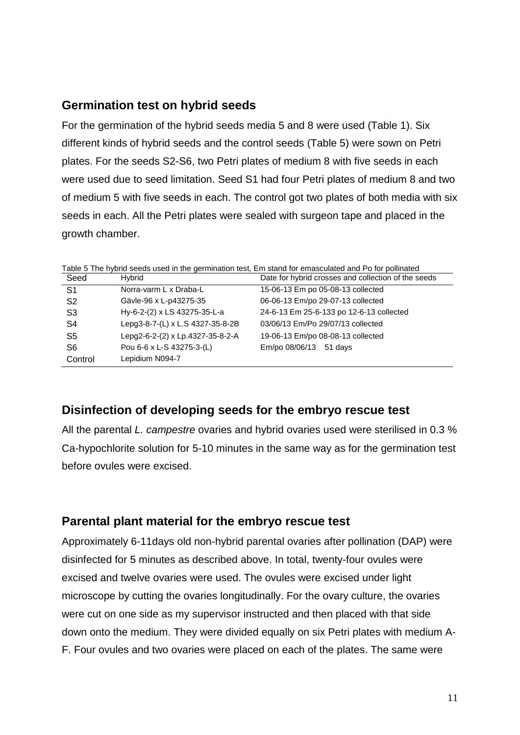## Germination test on hybrid seeds

For the germination of the hybrid seeds media 5 and 8 were used (Table 1). Six different kinds of hybrid seeds and the control seeds (Table 5) were sown on Petri plates. For the seeds S2-S6, two Petri plates of medium 8 with five seeds in each were used due to seed limitation. Seed S1 had four Petri plates of medium 8 and two of medium 5 with five seeds in each. The control got two plates of both media with six seeds in each. All the Petri plates were sealed with surgeon tape and placed in the growth chamber.

Table 5 The hybrid seeds used in the germination test, Em stand for emasculated and Po for pollinated

| Seed | Hybrid | Date for hybrid crosses and collection of the seeds |
|---|---|---|
| S1 | Norra-varm L x Draba-L | 15-06-13 Em po 05-08-13 collected |
| S2 | Gävle-96 x L-p43275-35 | 06-06-13 Em/po 29-07-13 collected |
| S3 | Hy-6-2-(2) x LS 43275-35-L-a | 24-6-13 Em 25-6-133 po 12-6-13 collected |
| S4 | Lepg3-8-7-(L) x L.S 4327-35-8-2B | 03/06/13 Em/Po 29/07/13 collected |
| S5 | Lepg2-6-2-(2) x Lp.4327-35-8-2-A | 19-06-13 Em/po 08-08-13 collected |
| S6 | Pou 6-6 x L-S 43275-3-(L) | Em/po 08/06/13 51 days |
| Control | Lepidium N094-7 | |

## Disinfection of developing seeds for the embryo rescue test

All the parental *L. campestre* ovaries and hybrid ovaries used were sterilised in 0.3 % Ca-hypochlorite solution for 5-10 minutes in the same way as for the germination test before ovules were excised.

## Parental plant material for the embryo rescue test

Approximately 6-11days old non-hybrid parental ovaries after pollination (DAP) were disinfected for 5 minutes as described above. In total, twenty-four ovules were excised and twelve ovaries were used. The ovules were excised under light microscope by cutting the ovaries longitudinally. For the ovary culture, the ovaries were cut on one side as my supervisor instructed and then placed with that side down onto the medium. They were divided equally on six Petri plates with medium A-F. Four ovules and two ovaries were placed on each of the plates. The same were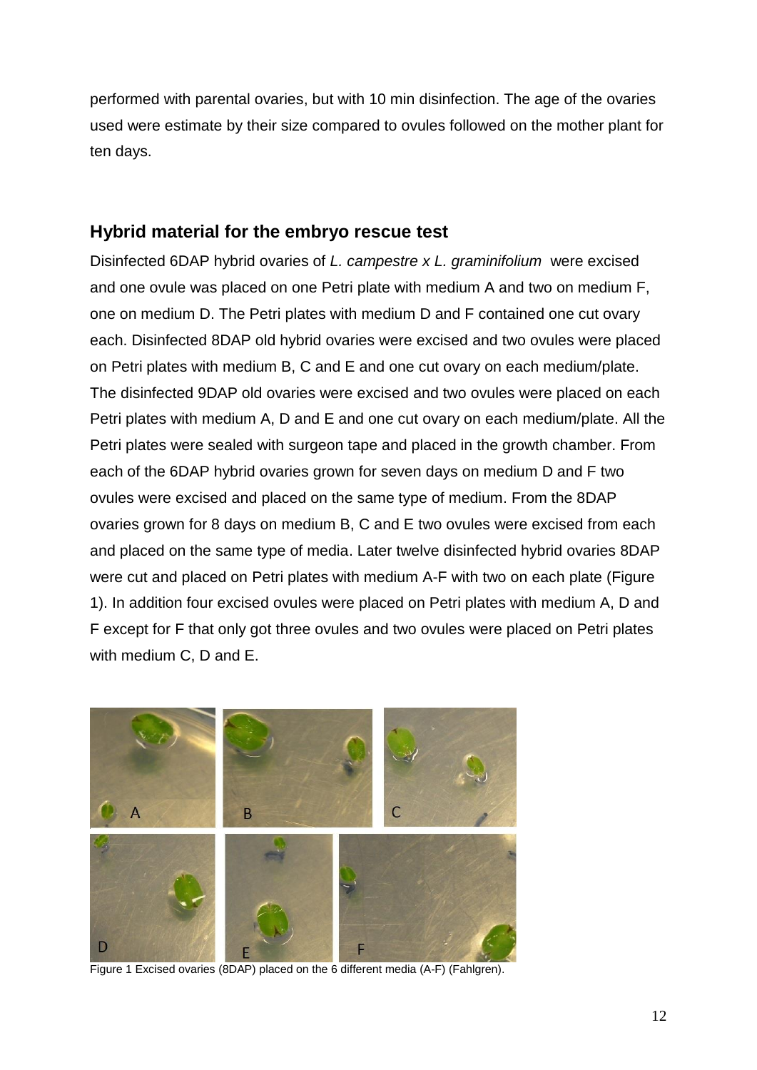performed with parental ovaries, but with 10 min disinfection. The age of the ovaries used were estimate by their size compared to ovules followed on the mother plant for ten days.

## Hybrid material for the embryo rescue test

Disinfected 6DAP hybrid ovaries of *L. campestre x L. graminifolium* were excised and one ovule was placed on one Petri plate with medium A and two on medium F, one on medium D. The Petri plates with medium D and F contained one cut ovary each. Disinfected 8DAP old hybrid ovaries were excised and two ovules were placed on Petri plates with medium B, C and E and one cut ovary on each medium/plate. The disinfected 9DAP old ovaries were excised and two ovules were placed on each Petri plates with medium A, D and E and one cut ovary on each medium/plate. All the Petri plates were sealed with surgeon tape and placed in the growth chamber. From each of the 6DAP hybrid ovaries grown for seven days on medium D and F two ovules were excised and placed on the same type of medium. From the 8DAP ovaries grown for 8 days on medium B, C and E two ovules were excised from each and placed on the same type of media. Later twelve disinfected hybrid ovaries 8DAP were cut and placed on Petri plates with medium A-F with two on each plate (Figure 1). In addition four excised ovules were placed on Petri plates with medium A, D and F except for F that only got three ovules and two ovules were placed on Petri plates with medium C, D and E.

Figure 1 Excised ovaries (8DAP) placed on the 6 different media (A-F) (Fahlgren).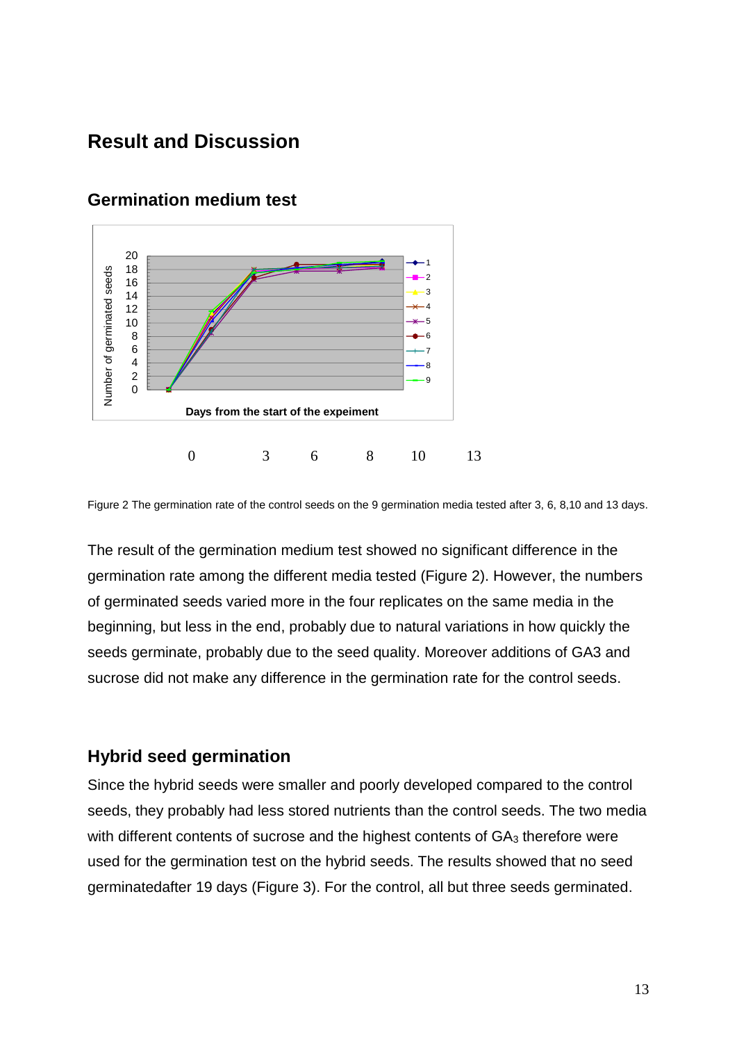# Result and Discussion

## Germination medium test

0 3 6 8 10 13

Figure 2 The germination rate of the control seeds on the 9 germination media tested after 3, 6, 8,10 and 13 days.

The result of the germination medium test showed no significant difference in the germination rate among the different media tested (Figure 2). However, the numbers of germinated seeds varied more in the four replicates on the same media in the beginning, but less in the end, probably due to natural variations in how quickly the seeds germinate, probably due to the seed quality. Moreover additions of GA3 and sucrose did not make any difference in the germination rate for the control seeds.

## Hybrid seed germination

Since the hybrid seeds were smaller and poorly developed compared to the control seeds, they probably had less stored nutrients than the control seeds. The two media with different contents of sucrose and the highest contents of $GA_3$ therefore were used for the germination test on the hybrid seeds. The results showed that no seed germinatedafter 19 days (Figure 3). For the control, all but three seeds germinated.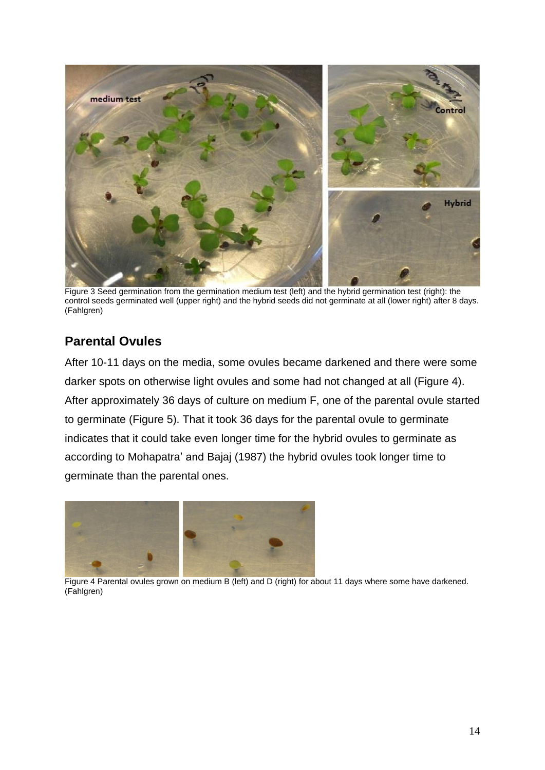Figure 3 Seed germination from the germination medium test (left) and the hybrid germination test (right): the control seeds germinated well (upper right) and the hybrid seeds did not germinate at all (lower right) after 8 days. (Fahlgren)

## Parental Ovules

After 10-11 days on the media, some ovules became darkened and there were some darker spots on otherwise light ovules and some had not changed at all (Figure 4). After approximately 36 days of culture on medium F, one of the parental ovule started to germinate (Figure 5). That it took 36 days for the parental ovule to germinate indicates that it could take even longer time for the hybrid ovules to germinate as according to Mohapatra' and Bajaj (1987) the hybrid ovules took longer time to germinate than the parental ones.

Figure 4 Parental ovules grown on medium B (left) and D (right) for about 11 days where some have darkened. (Fahlgren)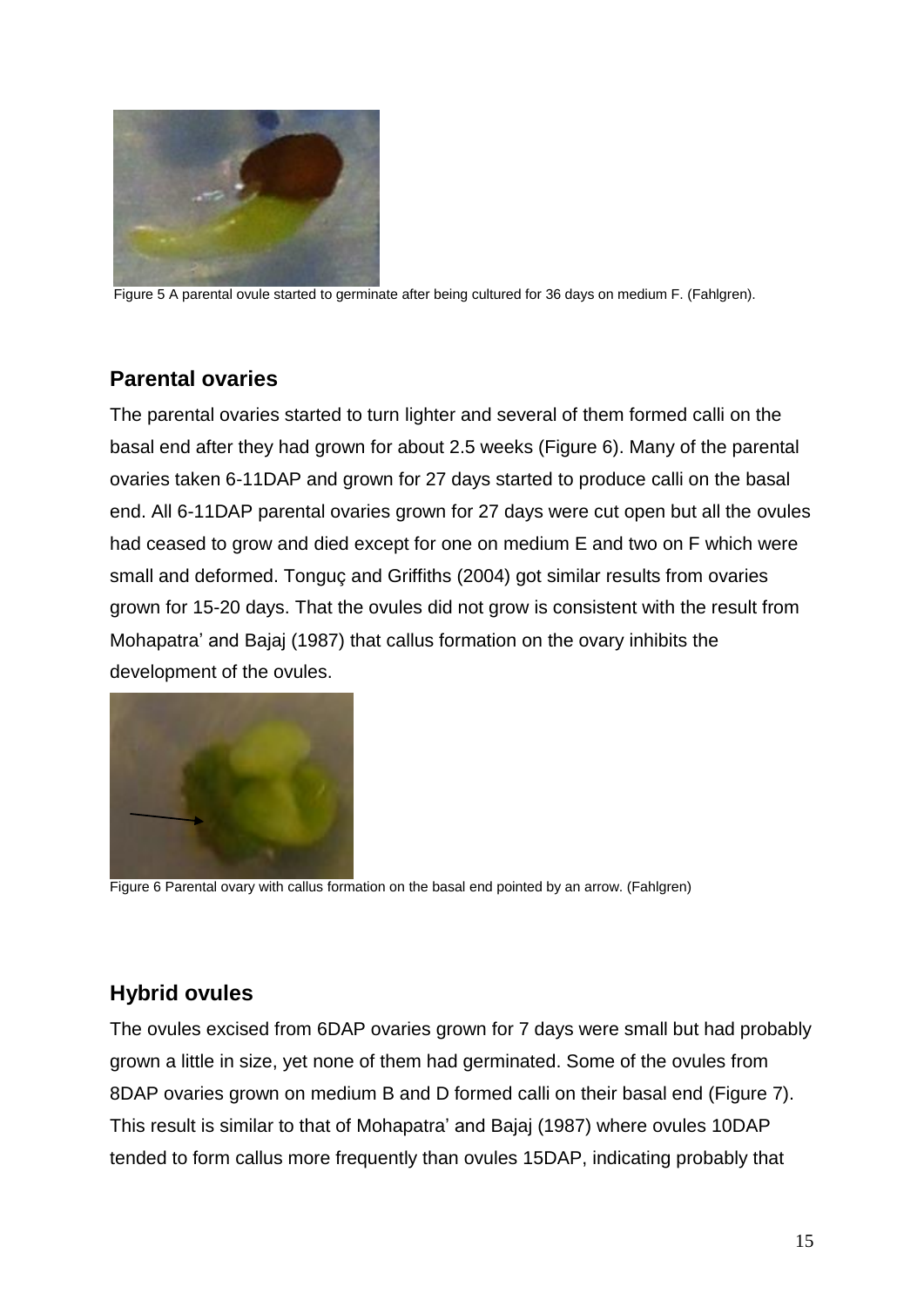Figure 5 A parental ovule started to germinate after being cultured for 36 days on medium F. (Fahlgren).

## Parental ovaries

The parental ovaries started to turn lighter and several of them formed calli on the basal end after they had grown for about 2.5 weeks (Figure 6). Many of the parental ovaries taken 6-11DAP and grown for 27 days started to produce calli on the basal end. All 6-11DAP parental ovaries grown for 27 days were cut open but all the ovules had ceased to grow and died except for one on medium E and two on F which were small and deformed. Tonguç and Griffiths (2004) got similar results from ovaries grown for 15-20 days. That the ovules did not grow is consistent with the result from Mohapatra' and Bajaj (1987) that callus formation on the ovary inhibits the development of the ovules.

Figure 6 Parental ovary with callus formation on the basal end pointed by an arrow. (Fahlgren)

## Hybrid ovules

The ovules excised from 6DAP ovaries grown for 7 days were small but had probably grown a little in size, yet none of them had germinated. Some of the ovules from 8DAP ovaries grown on medium B and D formed calli on their basal end (Figure 7). This result is similar to that of Mohapatra' and Bajaj (1987) where ovules 10DAP tended to form callus more frequently than ovules 15DAP, indicating probably that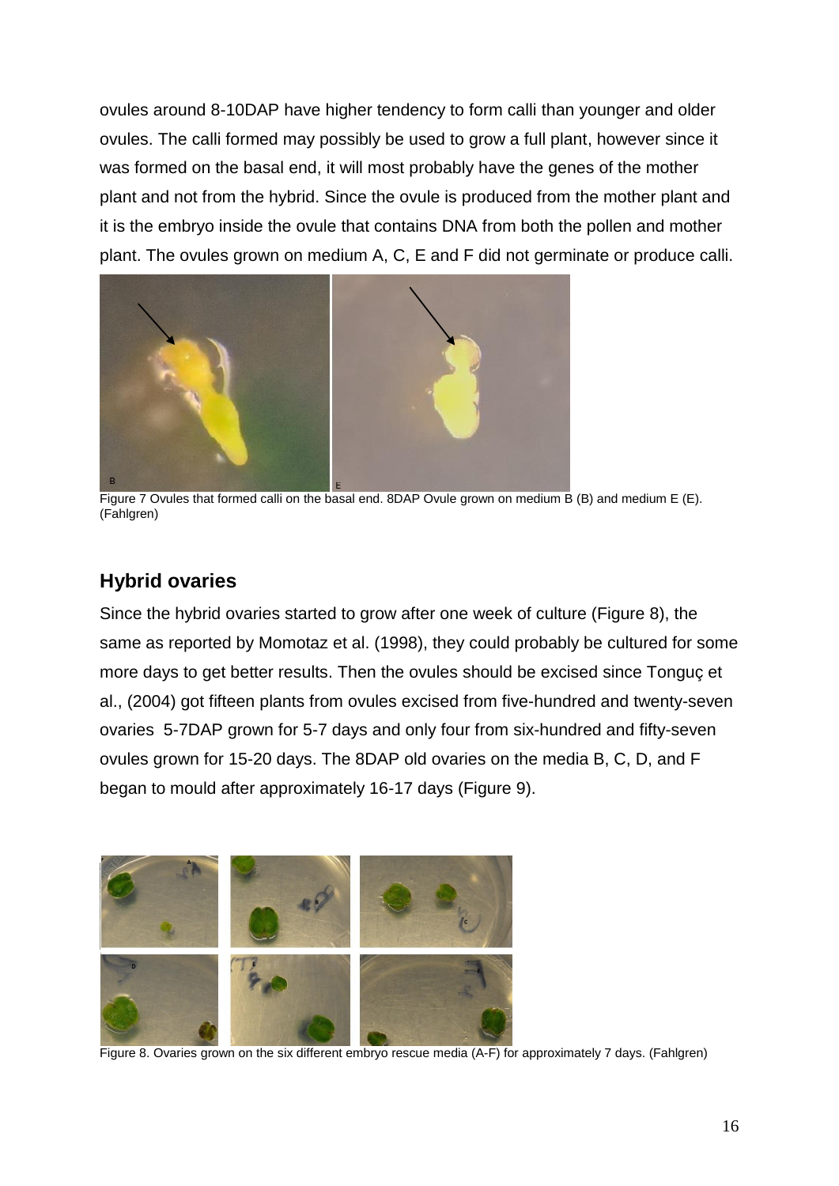ovules around 8-10DAP have higher tendency to form calli than younger and older ovules. The calli formed may possibly be used to grow a full plant, however since it was formed on the basal end, it will most probably have the genes of the mother plant and not from the hybrid. Since the ovule is produced from the mother plant and it is the embryo inside the ovule that contains DNA from both the pollen and mother plant. The ovules grown on medium A, C, E and F did not germinate or produce calli.

Figure 7 Ovules that formed calli on the basal end. 8DAP Ovule grown on medium B (B) and medium E (E). (Fahlgren)

## Hybrid ovaries

Since the hybrid ovaries started to grow after one week of culture (Figure 8), the same as reported by Momotaz et al. (1998), they could probably be cultured for some more days to get better results. Then the ovules should be excised since Tonguç et al., (2004) got fifteen plants from ovules excised from five-hundred and twenty-seven ovaries 5-7DAP grown for 5-7 days and only four from six-hundred and fifty-seven ovules grown for 15-20 days. The 8DAP old ovaries on the media B, C, D, and F began to mould after approximately 16-17 days (Figure 9).

Figure 8. Ovaries grown on the six different embryo rescue media (A-F) for approximately 7 days. (Fahlgren)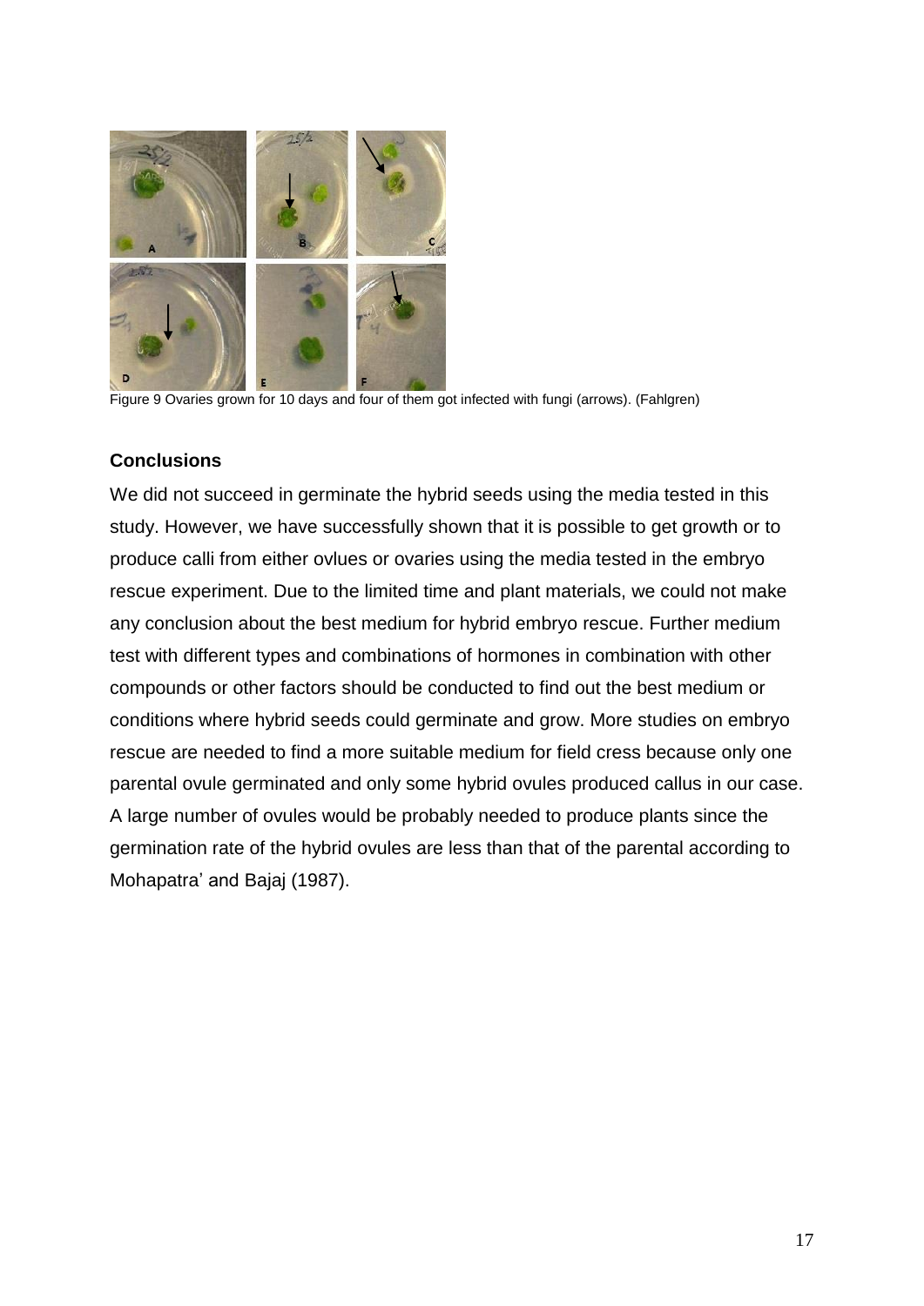Figure 9 Ovaries grown for 10 days and four of them got infected with fungi (arrows). (Fahlgren)

**Conclusions**

We did not succeed in germinate the hybrid seeds using the media tested in this study. However, we have successfully shown that it is possible to get growth or to produce calli from either ovlues or ovaries using the media tested in the embryo rescue experiment. Due to the limited time and plant materials, we could not make any conclusion about the best medium for hybrid embryo rescue. Further medium test with different types and combinations of hormones in combination with other compounds or other factors should be conducted to find out the best medium or conditions where hybrid seeds could germinate and grow. More studies on embryo rescue are needed to find a more suitable medium for field cress because only one parental ovule germinated and only some hybrid ovules produced callus in our case. A large number of ovules would be probably needed to produce plants since the germination rate of the hybrid ovules are less than that of the parental according to Mohapatra' and Bajaj (1987).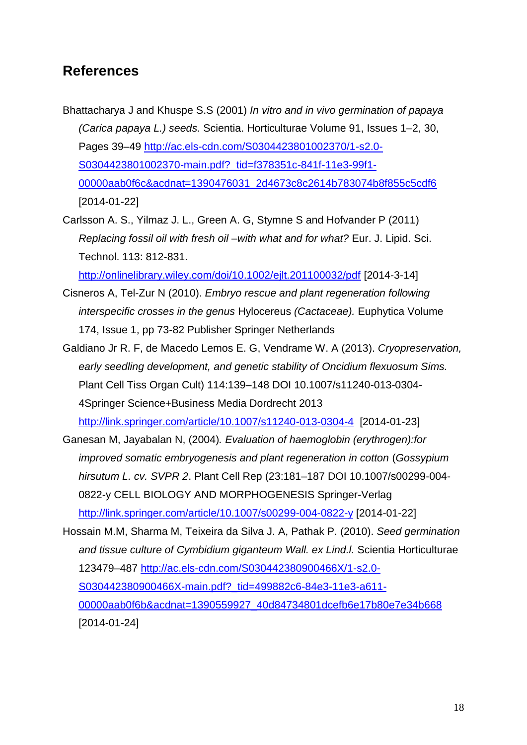## References

Bhattacharya J and Khuspe S.S (2001) *In vitro and in vivo germination of papaya (Carica papaya L.) seeds.* Scientia. Horticulturae Volume 91, Issues 1–2, 30, Pages 39–49 http://ac.els-cdn.com/S0304423801002370/1-s2.0-S0304423801002370-main.pdf?_tid=f378351c-841f-11e3-99f1-00000aab0f6c&acdnat=1390476031_2d4673c8c2614b783074b8f855c5cdf6 [2014-01-22]

Carlsson A. S., Yilmaz J. L., Green A. G, Stymne S and Hofvander P (2011) *Replacing fossil oil with fresh oil –with what and for what?* Eur. J. Lipid. Sci. Technol. 113: 812-831. http://onlinelibrary.wiley.com/doi/10.1002/ejlt.201100032/pdf [2014-3-14]

Cisneros A, Tel-Zur N (2010). *Embryo rescue and plant regeneration following interspecific crosses in the genus* Hylocereus *(Cactaceae).* Euphytica Volume 174, Issue 1, pp 73-82 Publisher Springer Netherlands

Galdiano Jr R. F, de Macedo Lemos E. G, Vendrame W. A (2013). *Cryopreservation, early seedling development, and genetic stability of Oncidium flexuosum Sims.* Plant Cell Tiss Organ Cult) 114:139–148 DOI 10.1007/s11240-013-0304-4Springer Science+Business Media Dordrecht 2013 http://link.springer.com/article/10.1007/s11240-013-0304-4 [2014-01-23]

Ganesan M, Jayabalan N, (2004). *Evaluation of haemoglobin (erythrogen):for improved somatic embryogenesis and plant regeneration in cotton* (*Gossypium hirsutum L. cv. SVPR 2*. Plant Cell Rep (23:181–187 DOI 10.1007/s00299-004-0822-y CELL BIOLOGY AND MORPHOGENESIS Springer-Verlag http://link.springer.com/article/10.1007/s00299-004-0822-y [2014-01-22]

Hossain M.M, Sharma M, Teixeira da Silva J. A, Pathak P. (2010). *Seed germination and tissue culture of Cymbidium giganteum Wall. ex Lind.l.* Scientia Horticulturae 123479–487 http://ac.els-cdn.com/S030442380900466X/1-s2.0-S030442380900466X-main.pdf?_tid=499882c6-84e3-11e3-a611-00000aab0f6b&acdnat=1390559927_40d84734801dcefb6e17b80e7e34b668 [2014-01-24]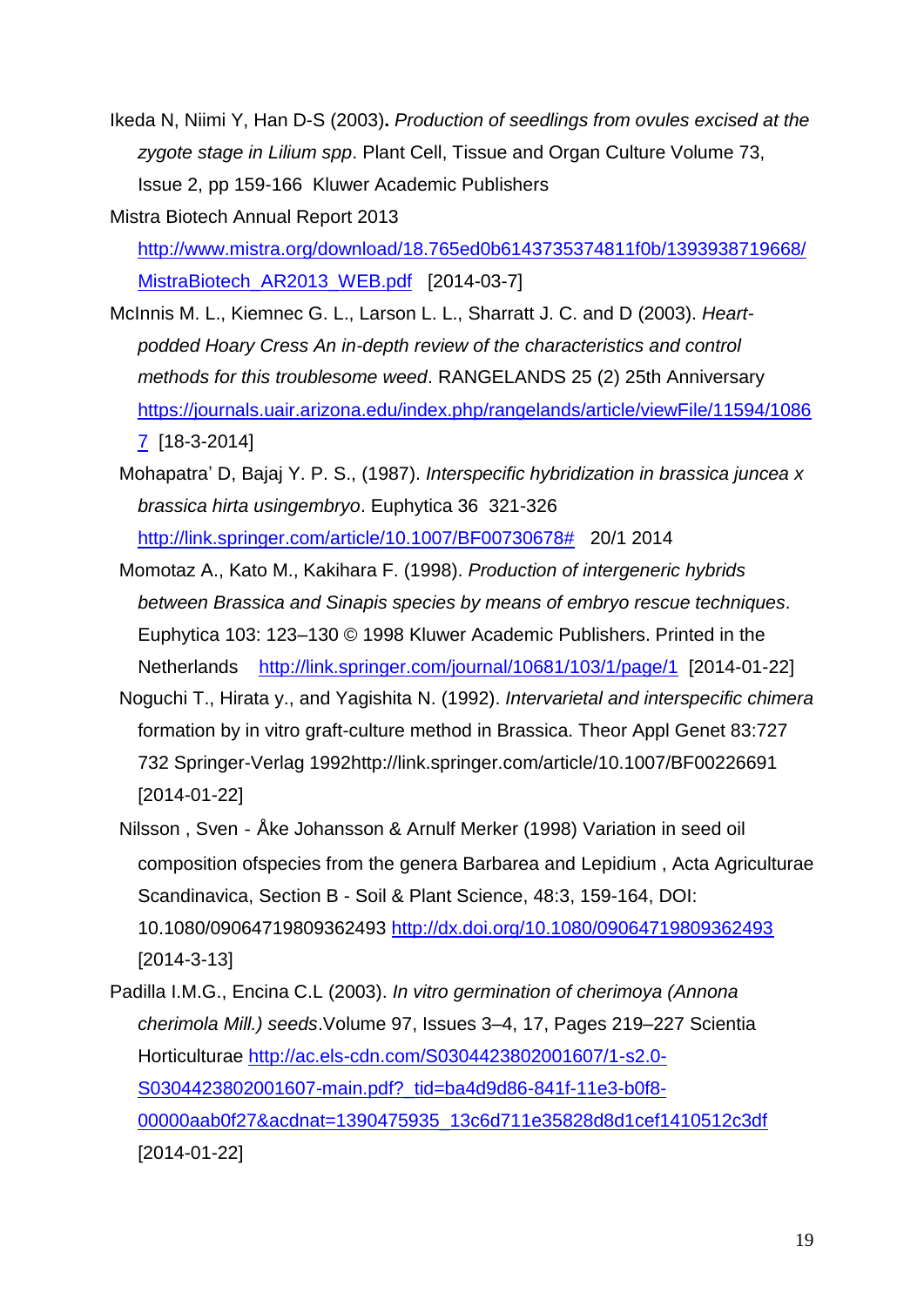Ikeda N, Niimi Y, Han D-S (2003)**.** *Production of seedlings from ovules excised at the zygote stage in Lilium spp*. Plant Cell, Tissue and Organ Culture Volume 73, Issue 2, pp 159-166 Kluwer Academic Publishers

Mistra Biotech Annual Report 2013 http://www.mistra.org/download/18.765ed0b6143735374811f0b/1393938719668/MistraBiotech_AR2013_WEB.pdf [2014-03-7]

McInnis M. L., Kiemnec G. L., Larson L. L., Sharratt J. C. and D (2003). *Heart-podded Hoary Cress An in-depth review of the characteristics and control methods for this troublesome weed*. RANGELANDS 25 (2) 25th Anniversary https://journals.uair.arizona.edu/index.php/rangelands/article/viewFile/11594/10867 [18-3-2014]

Mohapatra' D, Bajaj Y. P. S., (1987). *Interspecific hybridization in brassica juncea x brassica hirta usingembryo*. Euphytica 36 321-326 http://link.springer.com/article/10.1007/BF00730678# 20/1 2014

Momotaz A., Kato M., Kakihara F. (1998). *Production of intergeneric hybrids between Brassica and Sinapis species by means of embryo rescue techniques*. Euphytica 103: 123–130 © 1998 Kluwer Academic Publishers. Printed in the Netherlands http://link.springer.com/journal/10681/103/1/page/1 [2014-01-22]

Noguchi T., Hirata y., and Yagishita N. (1992). *Intervarietal and interspecific chimera* formation by in vitro graft-culture method in Brassica. Theor Appl Genet 83:727 732 Springer-Verlag 1992http://link.springer.com/article/10.1007/BF00226691 [2014-01-22]

Nilsson , Sven - Åke Johansson & Arnulf Merker (1998) Variation in seed oil composition ofspecies from the genera Barbarea and Lepidium , Acta Agriculturae Scandinavica, Section B - Soil & Plant Science, 48:3, 159-164, DOI: 10.1080/09064719809362493 http://dx.doi.org/10.1080/09064719809362493 [2014-3-13]

Padilla I.M.G., Encina C.L (2003). *In vitro germination of cherimoya (Annona cherimola Mill.) seeds*.Volume 97, Issues 3–4, 17, Pages 219–227 Scientia Horticulturae http://ac.els-cdn.com/S0304423802001607/1-s2.0-S0304423802001607-main.pdf?_tid=ba4d9d86-841f-11e3-b0f8-00000aab0f27&acdnat=1390475935_13c6d711e35828d8d1cef1410512c3df [2014-01-22]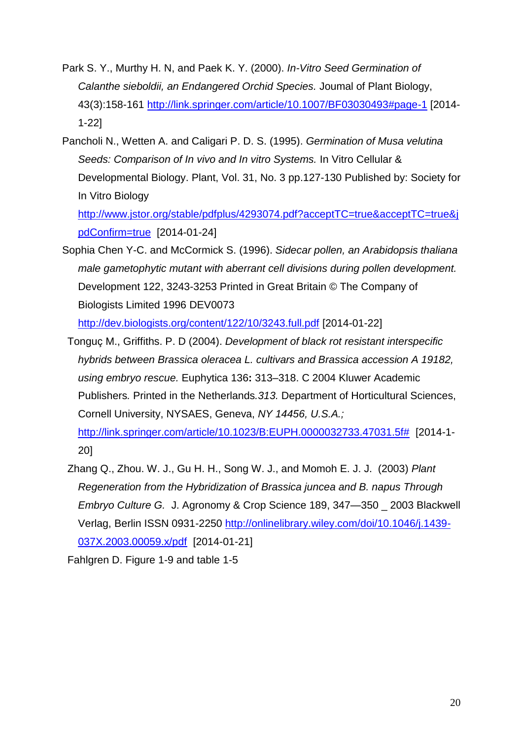Park S. Y., Murthy H. N, and Paek K. Y. (2000). *In-Vitro Seed Germination of Calanthe sieboldii, an Endangered Orchid Species.* Joumal of Plant Biology, 43(3):158-161 http://link.springer.com/article/10.1007/BF03030493#page-1 [2014-1-22]

Pancholi N., Wetten A. and Caligari P. D. S. (1995). *Germination of Musa velutina Seeds: Comparison of In vivo and In vitro Systems.* In Vitro Cellular & Developmental Biology. Plant, Vol. 31, No. 3 pp.127-130 Published by: Society for In Vitro Biology http://www.jstor.org/stable/pdfplus/4293074.pdf?acceptTC=true&acceptTC=true&jpdConfirm=true [2014-01-24]

Sophia Chen Y-C. and McCormick S. (1996). *Sidecar pollen, an Arabidopsis thaliana male gametophytic mutant with aberrant cell divisions during pollen development.* Development 122, 3243-3253 Printed in Great Britain © The Company of Biologists Limited 1996 DEV0073 http://dev.biologists.org/content/122/10/3243.full.pdf [2014-01-22]

Tonguç M., Griffiths. P. D (2004). *Development of black rot resistant interspecific hybrids between Brassica oleracea L. cultivars and Brassica accession A 19182, using embryo rescue.* Euphytica 136**:** 313–318. C 2004 Kluwer Academic Publishers*.* Printed in the Netherlands*.313.* Department of Horticultural Sciences, Cornell University, NYSAES, Geneva, *NY 14456, U.S.A.;* http://link.springer.com/article/10.1023/B:EUPH.0000032733.47031.5f# [2014-1-20]

Zhang Q., Zhou. W. J., Gu H. H., Song W. J., and Momoh E. J. J. (2003) *Plant Regeneration from the Hybridization of Brassica juncea and B. napus Through Embryo Culture G.* J. Agronomy & Crop Science 189, 347—350 _ 2003 Blackwell Verlag, Berlin ISSN 0931-2250 http://onlinelibrary.wiley.com/doi/10.1046/j.1439-037X.2003.00059.x/pdf [2014-01-21]

Fahlgren D. Figure 1-9 and table 1-5